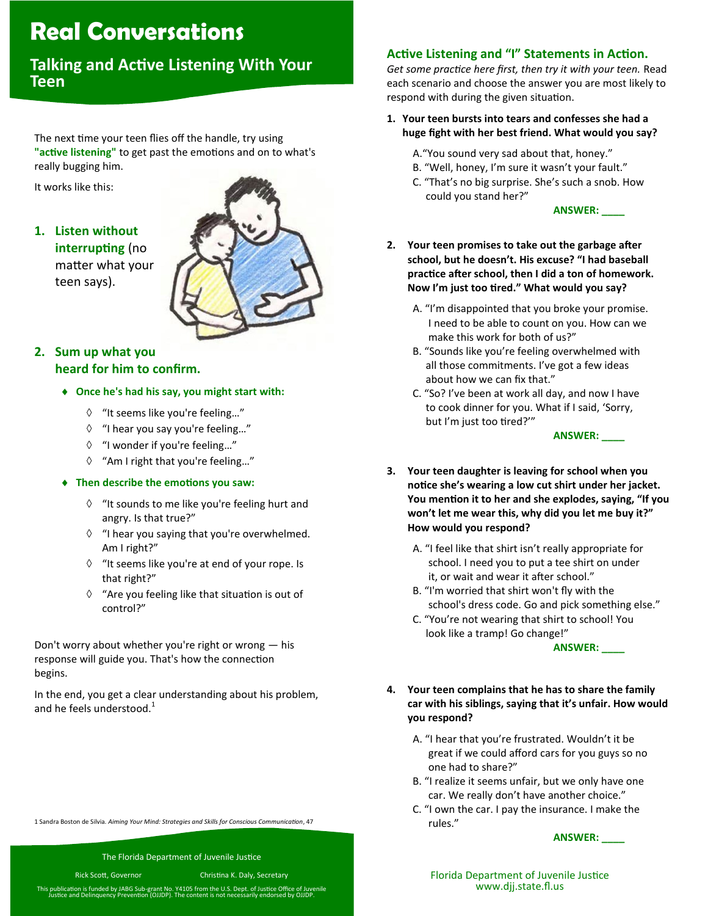# Real Conversations

## Talking and Active Listening With Your Teen

The next time your teen flies off the handle, try using **"active listening"** to get past the emotions and on to what's really bugging him.

It works like this:

1. **Listen without interrupting** (no matter what your teen says).
2. **Sum up what you heard for him to confirm.**
   - **Once he's had his say, you might start with:**
     - "It seems like you're feeling…"
     - "I hear you say you're feeling…"
     - "I wonder if you're feeling…"
     - "Am I right that you're feeling…"
   - **Then describe the emotions you saw:**
     - "It sounds to me like you're feeling hurt and angry. Is that true?"
     - "I hear you saying that you're overwhelmed. Am I right?"
     - "It seems like you're at end of your rope. Is that right?"
     - "Are you feeling like that situation is out of control?"

Don't worry about whether you're right or wrong — his response will guide you. That's how the connection begins.

In the end, you get a clear understanding about his problem, and he feels understood.[1]

1 Sandra Boston de Silvia. *Aiming Your Mind: Strategies and Skills for Conscious Communication*, 47

The Florida Department of Juvenile Justice

Rick Scott, Governor — Christina K. Daly, Secretary

This publication is funded by JABG Sub-grant No. Y4105 from the U.S. Dept. of Justice Office of Juvenile Justice and Delinquency Prevention (OJJDP). The content is not necessarily endorsed by OJJDP.

## Active Listening and "I" Statements in Action.

*Get some practice here first, then try it with your teen.* Read each scenario and choose the answer you are most likely to respond with during the given situation.

1. **Your teen bursts into tears and confesses she had a huge fight with her best friend. What would you say?**

   A. "You sound very sad about that, honey."
   B. "Well, honey, I'm sure it wasn't your fault."
   C. "That's no big surprise. She's such a snob. How could you stand her?"

   **ANSWER: ____**

2. **Your teen promises to take out the garbage after school, but he doesn't. His excuse? "I had baseball practice after school, then I did a ton of homework. Now I'm just too tired." What would you say?**

   A. "I'm disappointed that you broke your promise. I need to be able to count on you. How can we make this work for both of us?"
   B. "Sounds like you're feeling overwhelmed with all those commitments. I've got a few ideas about how we can fix that."
   C. "So? I've been at work all day, and now I have to cook dinner for you. What if I said, 'Sorry, but I'm just too tired?'"

   **ANSWER: ____**

3. **Your teen daughter is leaving for school when you notice she's wearing a low cut shirt under her jacket. You mention it to her and she explodes, saying, "If you won't let me wear this, why did you let me buy it?" How would you respond?**

   A. "I feel like that shirt isn't really appropriate for school. I need you to put a tee shirt on under it, or wait and wear it after school."
   B. "I'm worried that shirt won't fly with the school's dress code. Go and pick something else."
   C. "You're not wearing that shirt to school! You look like a tramp! Go change!"

   **ANSWER: ____**

4. **Your teen complains that he has to share the family car with his siblings, saying that it's unfair. How would you respond?**

   A. "I hear that you're frustrated. Wouldn't it be great if we could afford cars for you guys so no one had to share?"
   B. "I realize it seems unfair, but we only have one car. We really don't have another choice."
   C. "I own the car. I pay the insurance. I make the rules."

   **ANSWER: ____**

Florida Department of Juvenile Justice
www.djj.state.fl.us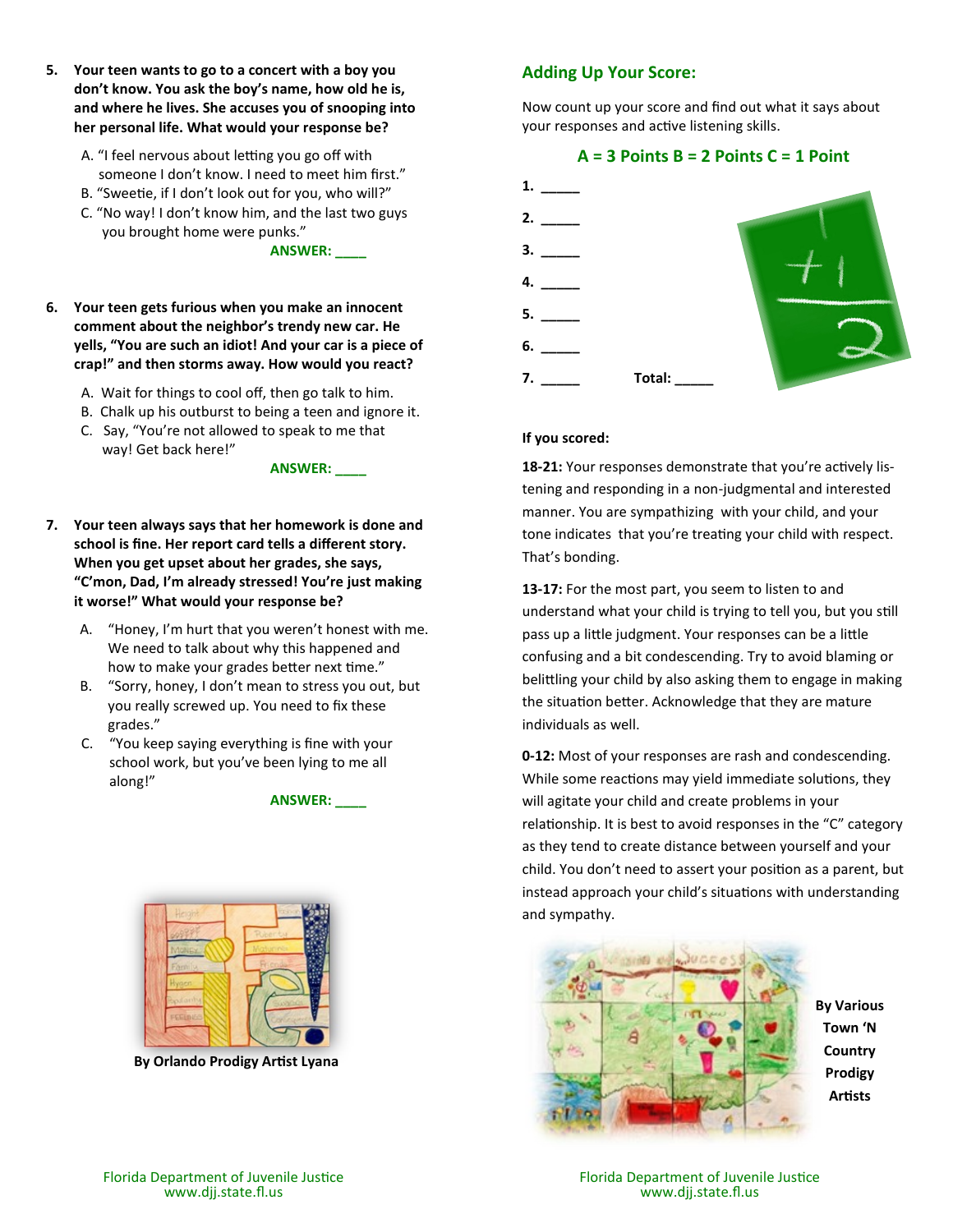5. **Your teen wants to go to a concert with a boy you don't know. You ask the boy's name, how old he is, and where he lives. She accuses you of snooping into her personal life. What would your response be?**

   A. "I feel nervous about letting you go off with someone I don't know. I need to meet him first."
   B. "Sweetie, if I don't look out for you, who will?"
   C. "No way! I don't know him, and the last two guys you brought home were punks."

   **ANSWER: ____**

6. **Your teen gets furious when you make an innocent comment about the neighbor's trendy new car. He yells, "You are such an idiot! And your car is a piece of crap!" and then storms away. How would you react?**

   A. Wait for things to cool off, then go talk to him.
   B. Chalk up his outburst to being a teen and ignore it.
   C. Say, "You're not allowed to speak to me that way! Get back here!"

   **ANSWER: ____**

7. **Your teen always says that her homework is done and school is fine. Her report card tells a different story. When you get upset about her grades, she says, "C'mon, Dad, I'm already stressed! You're just making it worse!" What would your response be?**

   A. "Honey, I'm hurt that you weren't honest with me. We need to talk about why this happened and how to make your grades better next time."
   B. "Sorry, honey, I don't mean to stress you out, but you really screwed up. You need to fix these grades."
   C. "You keep saying everything is fine with your school work, but you've been lying to me all along!"

   **ANSWER: ____**

By Orlando Prodigy Artist Lyana

## Adding Up Your Score:

Now count up your score and find out what it says about your responses and active listening skills.

**A = 3 Points B = 2 Points C = 1 Point**

**1.** _____
**2.** _____
**3.** _____
**4.** _____
**5.** _____
**6.** _____
**7.** _____ **Total:** _____

**If you scored:**

**18-21:** Your responses demonstrate that you're actively listening and responding in a non-judgmental and interested manner. You are sympathizing with your child, and your tone indicates that you're treating your child with respect. That's bonding.

**13-17:** For the most part, you seem to listen to and understand what your child is trying to tell you, but you still pass up a little judgment. Your responses can be a little confusing and a bit condescending. Try to avoid blaming or belittling your child by also asking them to engage in making the situation better. Acknowledge that they are mature individuals as well.

**0-12:** Most of your responses are rash and condescending. While some reactions may yield immediate solutions, they will agitate your child and create problems in your relationship. It is best to avoid responses in the "C" category as they tend to create distance between yourself and your child. You don't need to assert your position as a parent, but instead approach your child's situations with understanding and sympathy.

**By Various Town 'N Country Prodigy Artists**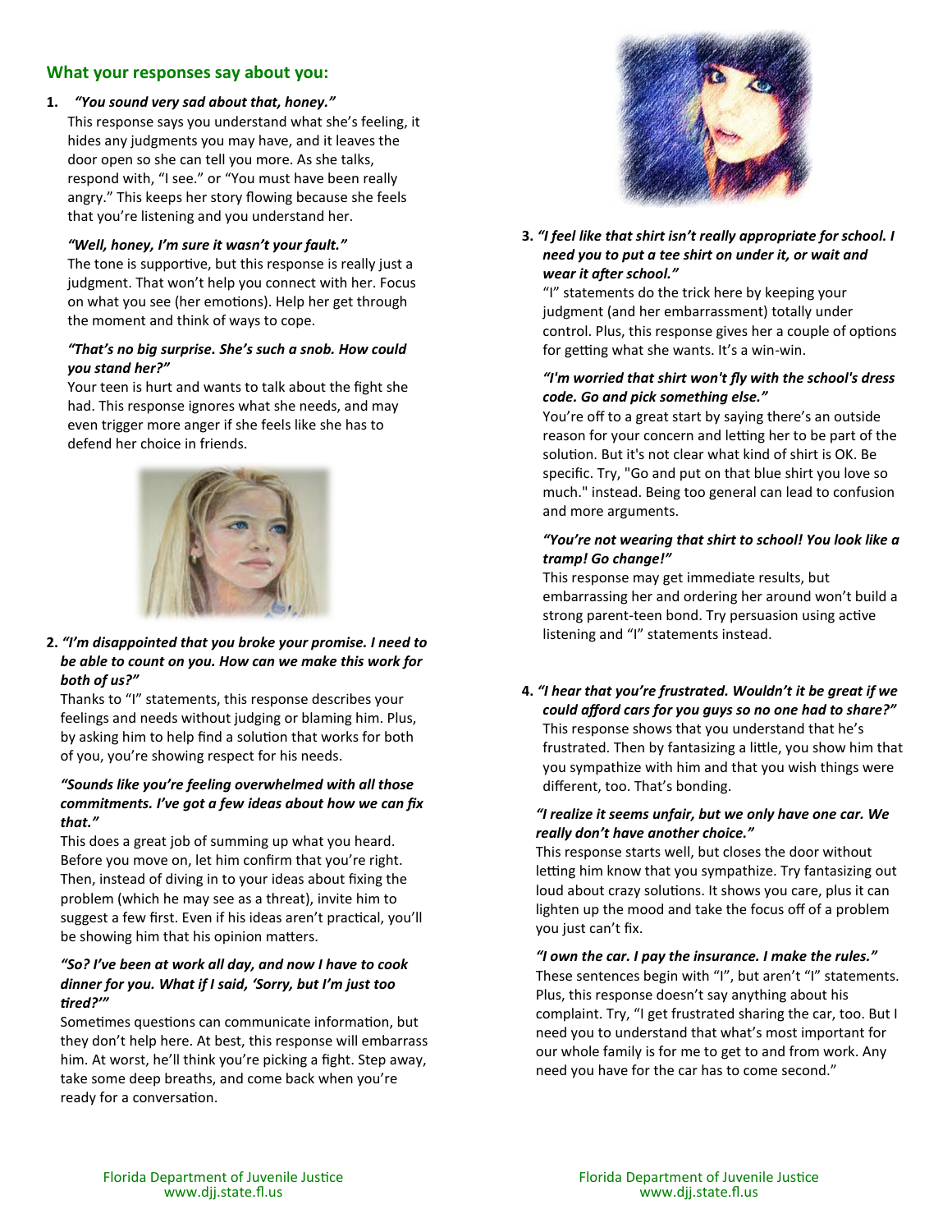## What your responses say about you:

1. ***"You sound very sad about that, honey."***

   This response says you understand what she's feeling, it hides any judgments you may have, and it leaves the door open so she can tell you more. As she talks, respond with, "I see." or "You must have been really angry." This keeps her story flowing because she feels that you're listening and you understand her.

   ***"Well, honey, I'm sure it wasn't your fault."***

   The tone is supportive, but this response is really just a judgment. That won't help you connect with her. Focus on what you see (her emotions). Help her get through the moment and think of ways to cope.

   ***"That's no big surprise. She's such a snob. How could you stand her?"***

   Your teen is hurt and wants to talk about the fight she had. This response ignores what she needs, and may even trigger more anger if she feels like she has to defend her choice in friends.

2. ***"I'm disappointed that you broke your promise. I need to be able to count on you. How can we make this work for both of us?"***

   Thanks to "I" statements, this response describes your feelings and needs without judging or blaming him. Plus, by asking him to help find a solution that works for both of you, you're showing respect for his needs.

   ***"Sounds like you're feeling overwhelmed with all those commitments. I've got a few ideas about how we can fix that."***

   This does a great job of summing up what you heard. Before you move on, let him confirm that you're right. Then, instead of diving in to your ideas about fixing the problem (which he may see as a threat), invite him to suggest a few first. Even if his ideas aren't practical, you'll be showing him that his opinion matters.

   ***"So? I've been at work all day, and now I have to cook dinner for you. What if I said, 'Sorry, but I'm just too tired?'"***

   Sometimes questions can communicate information, but they don't help here. At best, this response will embarrass him. At worst, he'll think you're picking a fight. Step away, take some deep breaths, and come back when you're ready for a conversation.

3. ***"I feel like that shirt isn't really appropriate for school. I need you to put a tee shirt on under it, or wait and wear it after school."***

   "I" statements do the trick here by keeping your judgment (and her embarrassment) totally under control. Plus, this response gives her a couple of options for getting what she wants. It's a win-win.

   ***"I'm worried that shirt won't fly with the school's dress code. Go and pick something else."***

   You're off to a great start by saying there's an outside reason for your concern and letting her to be part of the solution. But it's not clear what kind of shirt is OK. Be specific. Try, "Go and put on that blue shirt you love so much." instead. Being too general can lead to confusion and more arguments.

   ***"You're not wearing that shirt to school! You look like a tramp! Go change!"***

   This response may get immediate results, but embarrassing her and ordering her around won't build a strong parent-teen bond. Try persuasion using active listening and "I" statements instead.

4. ***"I hear that you're frustrated. Wouldn't it be great if we could afford cars for you guys so no one had to share?"***

   This response shows that you understand that he's frustrated. Then by fantasizing a little, you show him that you sympathize with him and that you wish things were different, too. That's bonding.

   ***"I realize it seems unfair, but we only have one car. We really don't have another choice."***

   This response starts well, but closes the door without letting him know that you sympathize. Try fantasizing out loud about crazy solutions. It shows you care, plus it can lighten up the mood and take the focus off of a problem you just can't fix.

   ***"I own the car. I pay the insurance. I make the rules."***

   These sentences begin with "I", but aren't "I" statements. Plus, this response doesn't say anything about his complaint. Try, "I get frustrated sharing the car, too. But I need you to understand that what's most important for our whole family is for me to get to and from work. Any need you have for the car has to come second."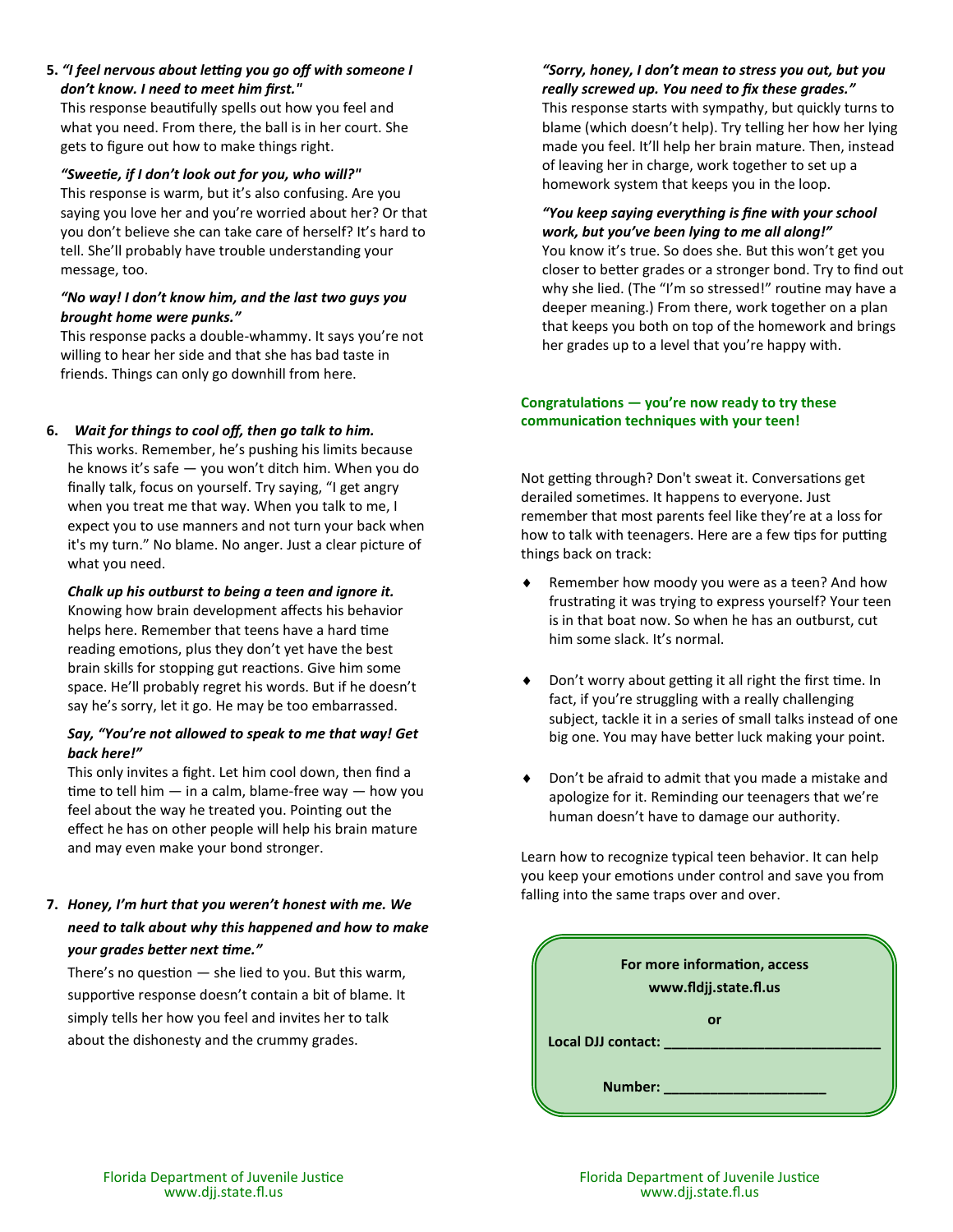5. ***"I feel nervous about letting you go off with someone I don't know. I need to meet him first."***
   This response beautifully spells out how you feel and what you need. From there, the ball is in her court. She gets to figure out how to make things right.

   ***"Sweetie, if I don't look out for you, who will?"***
   This response is warm, but it's also confusing. Are you saying you love her and you're worried about her? Or that you don't believe she can take care of herself? It's hard to tell. She'll probably have trouble understanding your message, too.

   ***"No way! I don't know him, and the last two guys you brought home were punks."***
   This response packs a double-whammy. It says you're not willing to hear her side and that she has bad taste in friends. Things can only go downhill from here.

6. ***Wait for things to cool off, then go talk to him.***
   This works. Remember, he's pushing his limits because he knows it's safe — you won't ditch him. When you do finally talk, focus on yourself. Try saying, "I get angry when you treat me that way. When you talk to me, I expect you to use manners and not turn your back when it's my turn." No blame. No anger. Just a clear picture of what you need.

   ***Chalk up his outburst to being a teen and ignore it.***
   Knowing how brain development affects his behavior helps here. Remember that teens have a hard time reading emotions, plus they don't yet have the best brain skills for stopping gut reactions. Give him some space. He'll probably regret his words. But if he doesn't say he's sorry, let it go. He may be too embarrassed.

   ***Say, "You're not allowed to speak to me that way! Get back here!"***
   This only invites a fight. Let him cool down, then find a time to tell him — in a calm, blame-free way — how you feel about the way he treated you. Pointing out the effect he has on other people will help his brain mature and may even make your bond stronger.

7. ***Honey, I'm hurt that you weren't honest with me. We need to talk about why this happened and how to make your grades better next time."***
   There's no question — she lied to you. But this warm, supportive response doesn't contain a bit of blame. It simply tells her how you feel and invites her to talk about the dishonesty and the crummy grades.

   ***"Sorry, honey, I don't mean to stress you out, but you really screwed up. You need to fix these grades."***
   This response starts with sympathy, but quickly turns to blame (which doesn't help). Try telling her how her lying made you feel. It'll help her brain mature. Then, instead of leaving her in charge, work together to set up a homework system that keeps you in the loop.

   ***"You keep saying everything is fine with your school work, but you've been lying to me all along!"***
   You know it's true. So does she. But this won't get you closer to better grades or a stronger bond. Try to find out why she lied. (The "I'm so stressed!" routine may have a deeper meaning.) From there, work together on a plan that keeps you both on top of the homework and brings her grades up to a level that you're happy with.

**Congratulations — you're now ready to try these communication techniques with your teen!**

Not getting through? Don't sweat it. Conversations get derailed sometimes. It happens to everyone. Just remember that most parents feel like they're at a loss for how to talk with teenagers. Here are a few tips for putting things back on track:

- Remember how moody you were as a teen? And how frustrating it was trying to express yourself? Your teen is in that boat now. So when he has an outburst, cut him some slack. It's normal.
- Don't worry about getting it all right the first time. In fact, if you're struggling with a really challenging subject, tackle it in a series of small talks instead of one big one. You may have better luck making your point.
- Don't be afraid to admit that you made a mistake and apologize for it. Reminding our teenagers that we're human doesn't have to damage our authority.

Learn how to recognize typical teen behavior. It can help you keep your emotions under control and save you from falling into the same traps over and over.

**For more information, access**
**www.fldjj.state.fl.us**

**or**

**Local DJJ contact:** ____________________________

**Number:** _____________________